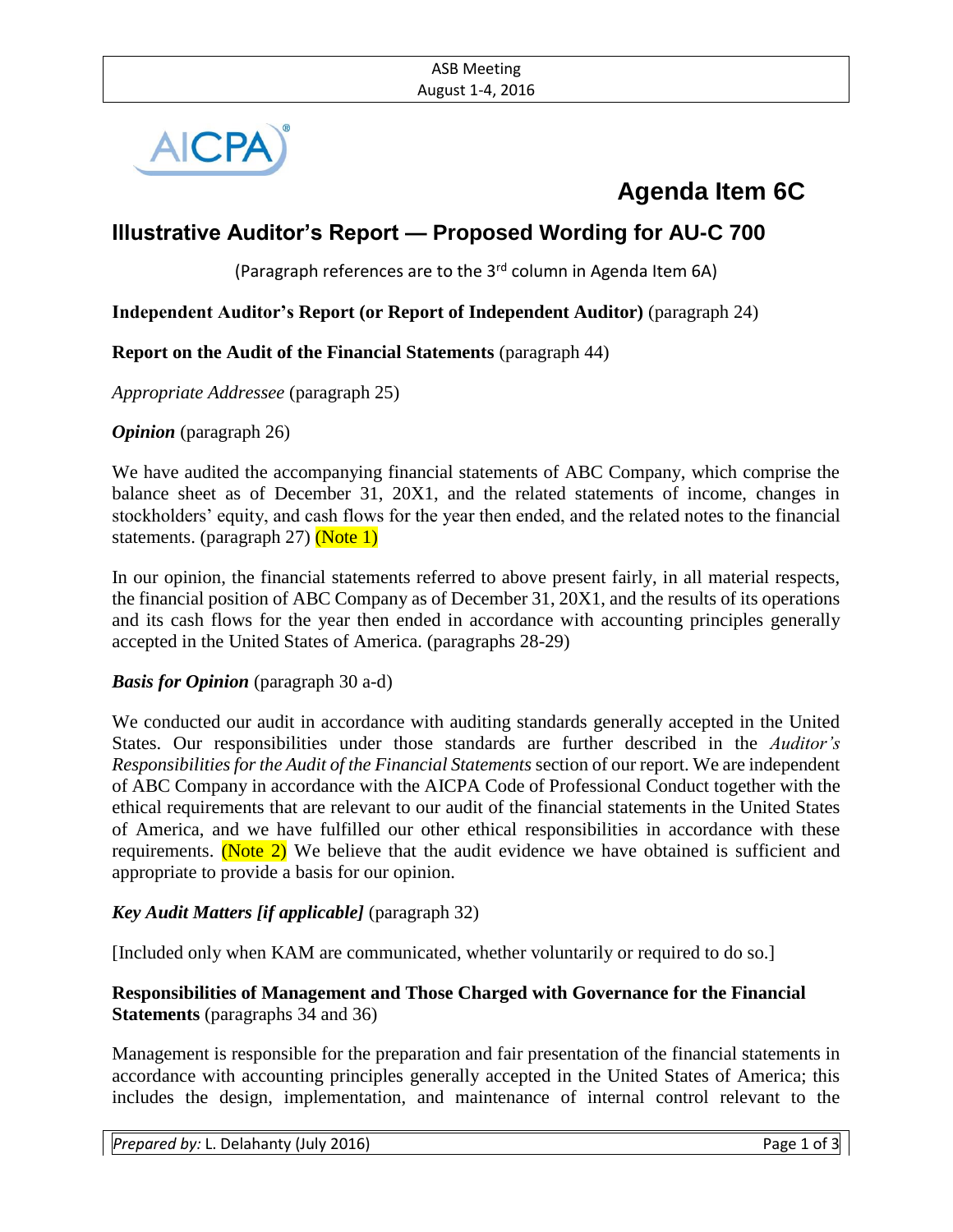ASB Meeting
August 1-4, 2016

# Agenda Item 6C

## Illustrative Auditor's Report — Proposed Wording for AU-C 700

(Paragraph references are to the 3rd column in Agenda Item 6A)

**Independent Auditor's Report (or Report of Independent Auditor)** (paragraph 24)

**Report on the Audit of the Financial Statements** (paragraph 44)

*Appropriate Addressee* (paragraph 25)

***Opinion*** (paragraph 26)

We have audited the accompanying financial statements of ABC Company, which comprise the balance sheet as of December 31, 20X1, and the related statements of income, changes in stockholders' equity, and cash flows for the year then ended, and the related notes to the financial statements. (paragraph 27) (Note 1)

In our opinion, the financial statements referred to above present fairly, in all material respects, the financial position of ABC Company as of December 31, 20X1, and the results of its operations and its cash flows for the year then ended in accordance with accounting principles generally accepted in the United States of America. (paragraphs 28-29)

***Basis for Opinion*** (paragraph 30 a-d)

We conducted our audit in accordance with auditing standards generally accepted in the United States. Our responsibilities under those standards are further described in the *Auditor's Responsibilities for the Audit of the Financial Statements* section of our report. We are independent of ABC Company in accordance with the AICPA Code of Professional Conduct together with the ethical requirements that are relevant to our audit of the financial statements in the United States of America, and we have fulfilled our other ethical responsibilities in accordance with these requirements. (Note 2) We believe that the audit evidence we have obtained is sufficient and appropriate to provide a basis for our opinion.

***Key Audit Matters [if applicable]*** (paragraph 32)

[Included only when KAM are communicated, whether voluntarily or required to do so.]

**Responsibilities of Management and Those Charged with Governance for the Financial Statements** (paragraphs 34 and 36)

Management is responsible for the preparation and fair presentation of the financial statements in accordance with accounting principles generally accepted in the United States of America; this includes the design, implementation, and maintenance of internal control relevant to the

*Prepared by:* L. Delahanty (July 2016)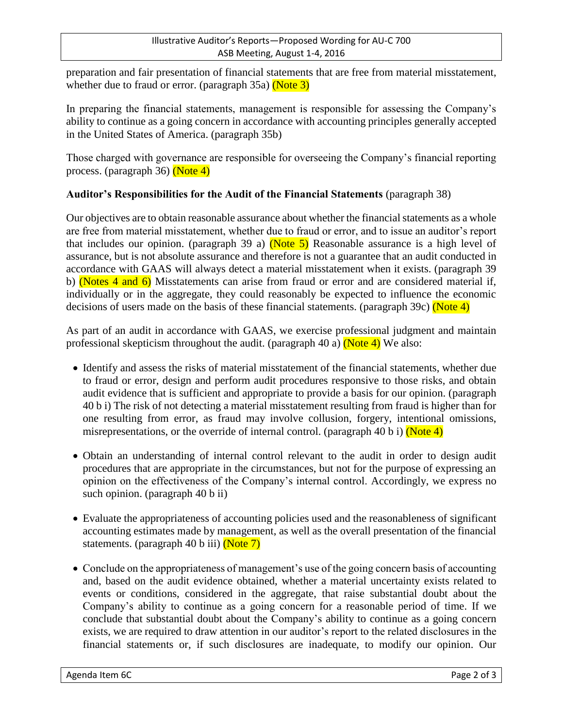preparation and fair presentation of financial statements that are free from material misstatement, whether due to fraud or error. (paragraph 35a) (Note 3)

In preparing the financial statements, management is responsible for assessing the Company's ability to continue as a going concern in accordance with accounting principles generally accepted in the United States of America. (paragraph 35b)

Those charged with governance are responsible for overseeing the Company's financial reporting process. (paragraph 36) (Note 4)

**Auditor's Responsibilities for the Audit of the Financial Statements** (paragraph 38)

Our objectives are to obtain reasonable assurance about whether the financial statements as a whole are free from material misstatement, whether due to fraud or error, and to issue an auditor's report that includes our opinion. (paragraph 39 a) (Note 5) Reasonable assurance is a high level of assurance, but is not absolute assurance and therefore is not a guarantee that an audit conducted in accordance with GAAS will always detect a material misstatement when it exists. (paragraph 39 b) (Notes 4 and 6) Misstatements can arise from fraud or error and are considered material if, individually or in the aggregate, they could reasonably be expected to influence the economic decisions of users made on the basis of these financial statements. (paragraph 39c) (Note 4)

As part of an audit in accordance with GAAS, we exercise professional judgment and maintain professional skepticism throughout the audit. (paragraph 40 a) (Note 4) We also:

- Identify and assess the risks of material misstatement of the financial statements, whether due to fraud or error, design and perform audit procedures responsive to those risks, and obtain audit evidence that is sufficient and appropriate to provide a basis for our opinion. (paragraph 40 b i) The risk of not detecting a material misstatement resulting from fraud is higher than for one resulting from error, as fraud may involve collusion, forgery, intentional omissions, misrepresentations, or the override of internal control. (paragraph 40 b i) (Note 4)

- Obtain an understanding of internal control relevant to the audit in order to design audit procedures that are appropriate in the circumstances, but not for the purpose of expressing an opinion on the effectiveness of the Company's internal control. Accordingly, we express no such opinion. (paragraph 40 b ii)

- Evaluate the appropriateness of accounting policies used and the reasonableness of significant accounting estimates made by management, as well as the overall presentation of the financial statements. (paragraph 40 b iii) (Note 7)

- Conclude on the appropriateness of management's use of the going concern basis of accounting and, based on the audit evidence obtained, whether a material uncertainty exists related to events or conditions, considered in the aggregate, that raise substantial doubt about the Company's ability to continue as a going concern for a reasonable period of time. If we conclude that substantial doubt about the Company's ability to continue as a going concern exists, we are required to draw attention in our auditor's report to the related disclosures in the financial statements or, if such disclosures are inadequate, to modify our opinion. Our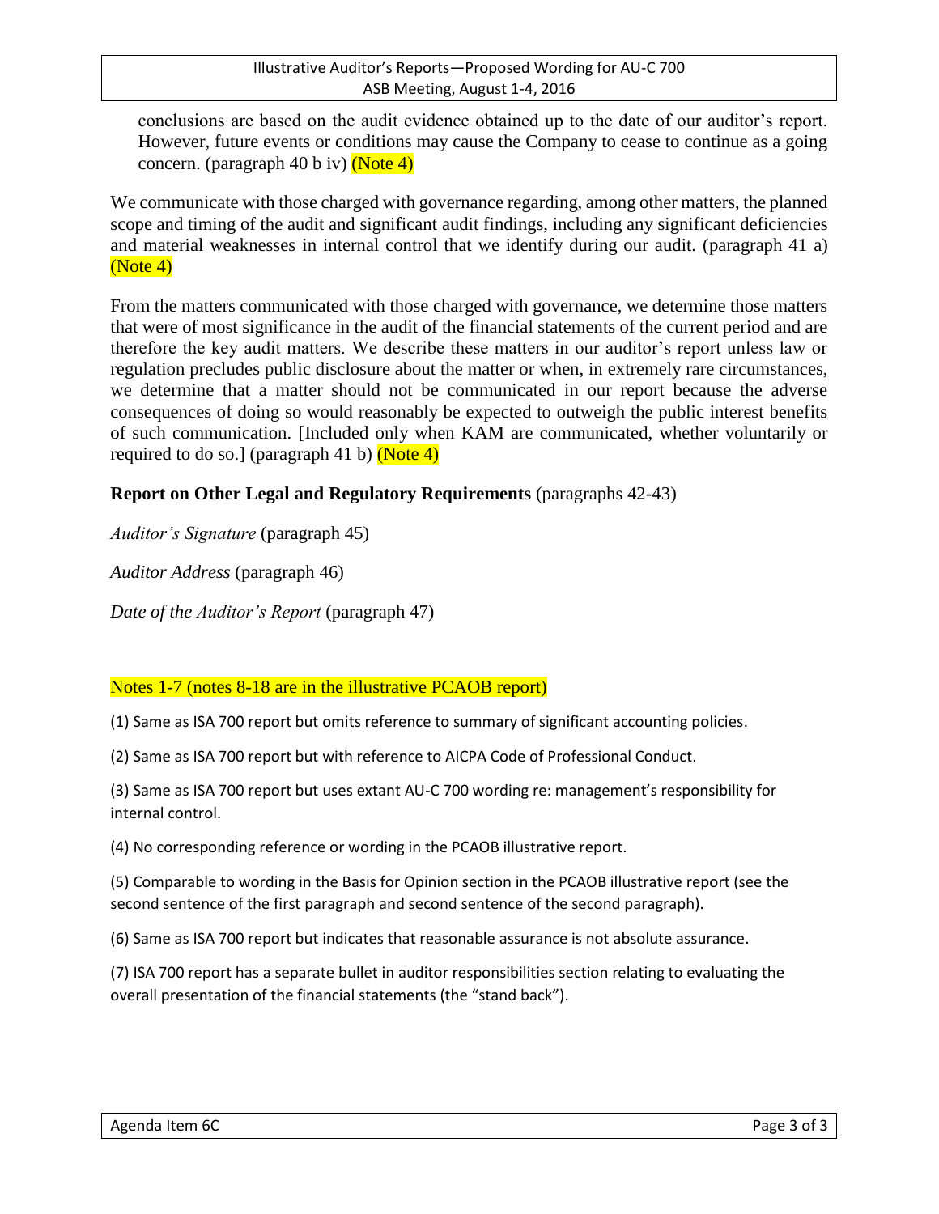conclusions are based on the audit evidence obtained up to the date of our auditor's report. However, future events or conditions may cause the Company to cease to continue as a going concern. (paragraph 40 b iv) (Note 4)

We communicate with those charged with governance regarding, among other matters, the planned scope and timing of the audit and significant audit findings, including any significant deficiencies and material weaknesses in internal control that we identify during our audit. (paragraph 41 a) (Note 4)

From the matters communicated with those charged with governance, we determine those matters that were of most significance in the audit of the financial statements of the current period and are therefore the key audit matters. We describe these matters in our auditor's report unless law or regulation precludes public disclosure about the matter or when, in extremely rare circumstances, we determine that a matter should not be communicated in our report because the adverse consequences of doing so would reasonably be expected to outweigh the public interest benefits of such communication. [Included only when KAM are communicated, whether voluntarily or required to do so.] (paragraph 41 b) (Note 4)

**Report on Other Legal and Regulatory Requirements** (paragraphs 42-43)

*Auditor's Signature* (paragraph 45)

*Auditor Address* (paragraph 46)

*Date of the Auditor's Report* (paragraph 47)

Notes 1-7 (notes 8-18 are in the illustrative PCAOB report)

(1) Same as ISA 700 report but omits reference to summary of significant accounting policies.

(2) Same as ISA 700 report but with reference to AICPA Code of Professional Conduct.

(3) Same as ISA 700 report but uses extant AU-C 700 wording re: management's responsibility for internal control.

(4) No corresponding reference or wording in the PCAOB illustrative report.

(5) Comparable to wording in the Basis for Opinion section in the PCAOB illustrative report (see the second sentence of the first paragraph and second sentence of the second paragraph).

(6) Same as ISA 700 report but indicates that reasonable assurance is not absolute assurance.

(7) ISA 700 report has a separate bullet in auditor responsibilities section relating to evaluating the overall presentation of the financial statements (the "stand back").